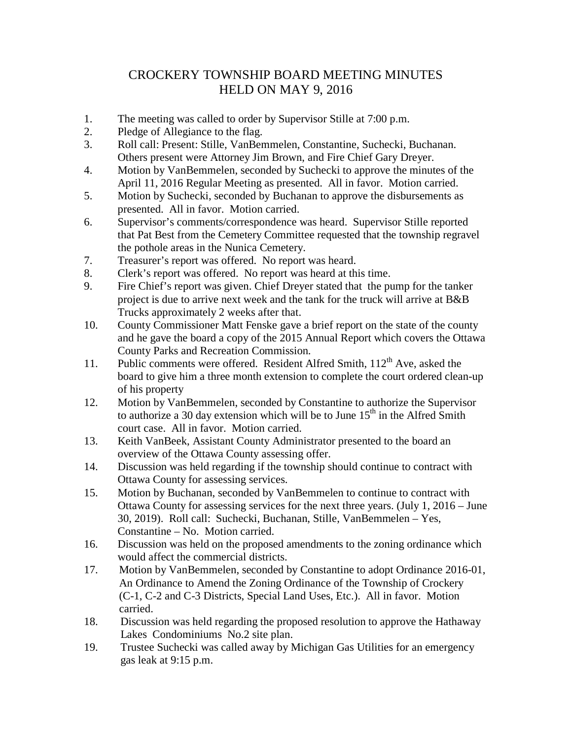# CROCKERY TOWNSHIP BOARD MEETING MINUTES
# HELD ON MAY 9, 2016

1. The meeting was called to order by Supervisor Stille at 7:00 p.m.
2. Pledge of Allegiance to the flag.
3. Roll call: Present: Stille, VanBemmelen, Constantine, Suchecki, Buchanan. Others present were Attorney Jim Brown, and Fire Chief Gary Dreyer.
4. Motion by VanBemmelen, seconded by Suchecki to approve the minutes of the April 11, 2016 Regular Meeting as presented. All in favor. Motion carried.
5. Motion by Suchecki, seconded by Buchanan to approve the disbursements as presented. All in favor. Motion carried.
6. Supervisor's comments/correspondence was heard. Supervisor Stille reported that Pat Best from the Cemetery Committee requested that the township regravel the pothole areas in the Nunica Cemetery.
7. Treasurer's report was offered. No report was heard.
8. Clerk's report was offered. No report was heard at this time.
9. Fire Chief's report was given. Chief Dreyer stated that the pump for the tanker project is due to arrive next week and the tank for the truck will arrive at B&B Trucks approximately 2 weeks after that.
10. County Commissioner Matt Fenske gave a brief report on the state of the county and he gave the board a copy of the 2015 Annual Report which covers the Ottawa County Parks and Recreation Commission.
11. Public comments were offered. Resident Alfred Smith, 112th Ave, asked the board to give him a three month extension to complete the court ordered clean-up of his property
12. Motion by VanBemmelen, seconded by Constantine to authorize the Supervisor to authorize a 30 day extension which will be to June 15th in the Alfred Smith court case. All in favor. Motion carried.
13. Keith VanBeek, Assistant County Administrator presented to the board an overview of the Ottawa County assessing offer.
14. Discussion was held regarding if the township should continue to contract with Ottawa County for assessing services.
15. Motion by Buchanan, seconded by VanBemmelen to continue to contract with Ottawa County for assessing services for the next three years. (July 1, 2016 – June 30, 2019). Roll call: Suchecki, Buchanan, Stille, VanBemmelen – Yes, Constantine – No. Motion carried.
16. Discussion was held on the proposed amendments to the zoning ordinance which would affect the commercial districts.
17. Motion by VanBemmelen, seconded by Constantine to adopt Ordinance 2016-01, An Ordinance to Amend the Zoning Ordinance of the Township of Crockery (C-1, C-2 and C-3 Districts, Special Land Uses, Etc.). All in favor. Motion carried.
18. Discussion was held regarding the proposed resolution to approve the Hathaway Lakes Condominiums No.2 site plan.
19. Trustee Suchecki was called away by Michigan Gas Utilities for an emergency gas leak at 9:15 p.m.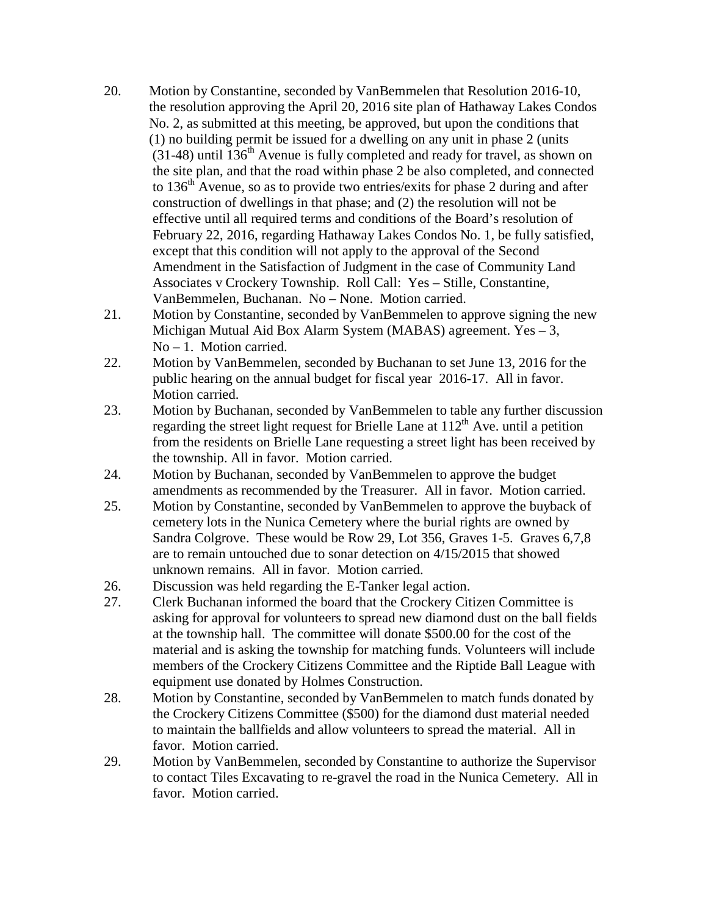20. Motion by Constantine, seconded by VanBemmelen that Resolution 2016-10, the resolution approving the April 20, 2016 site plan of Hathaway Lakes Condos No. 2, as submitted at this meeting, be approved, but upon the conditions that (1) no building permit be issued for a dwelling on any unit in phase 2 (units (31-48) until 136th Avenue is fully completed and ready for travel, as shown on the site plan, and that the road within phase 2 be also completed, and connected to 136th Avenue, so as to provide two entries/exits for phase 2 during and after construction of dwellings in that phase; and (2) the resolution will not be effective until all required terms and conditions of the Board's resolution of February 22, 2016, regarding Hathaway Lakes Condos No. 1, be fully satisfied, except that this condition will not apply to the approval of the Second Amendment in the Satisfaction of Judgment in the case of Community Land Associates v Crockery Township. Roll Call: Yes – Stille, Constantine, VanBemmelen, Buchanan. No – None. Motion carried.
21. Motion by Constantine, seconded by VanBemmelen to approve signing the new Michigan Mutual Aid Box Alarm System (MABAS) agreement. Yes – 3, No – 1. Motion carried.
22. Motion by VanBemmelen, seconded by Buchanan to set June 13, 2016 for the public hearing on the annual budget for fiscal year 2016-17. All in favor. Motion carried.
23. Motion by Buchanan, seconded by VanBemmelen to table any further discussion regarding the street light request for Brielle Lane at 112th Ave. until a petition from the residents on Brielle Lane requesting a street light has been received by the township. All in favor. Motion carried.
24. Motion by Buchanan, seconded by VanBemmelen to approve the budget amendments as recommended by the Treasurer. All in favor. Motion carried.
25. Motion by Constantine, seconded by VanBemmelen to approve the buyback of cemetery lots in the Nunica Cemetery where the burial rights are owned by Sandra Colgrove. These would be Row 29, Lot 356, Graves 1-5. Graves 6,7,8 are to remain untouched due to sonar detection on 4/15/2015 that showed unknown remains. All in favor. Motion carried.
26. Discussion was held regarding the E-Tanker legal action.
27. Clerk Buchanan informed the board that the Crockery Citizen Committee is asking for approval for volunteers to spread new diamond dust on the ball fields at the township hall. The committee will donate $500.00 for the cost of the material and is asking the township for matching funds. Volunteers will include members of the Crockery Citizens Committee and the Riptide Ball League with equipment use donated by Holmes Construction.
28. Motion by Constantine, seconded by VanBemmelen to match funds donated by the Crockery Citizens Committee ($500) for the diamond dust material needed to maintain the ballfields and allow volunteers to spread the material. All in favor. Motion carried.
29. Motion by VanBemmelen, seconded by Constantine to authorize the Supervisor to contact Tiles Excavating to re-gravel the road in the Nunica Cemetery. All in favor. Motion carried.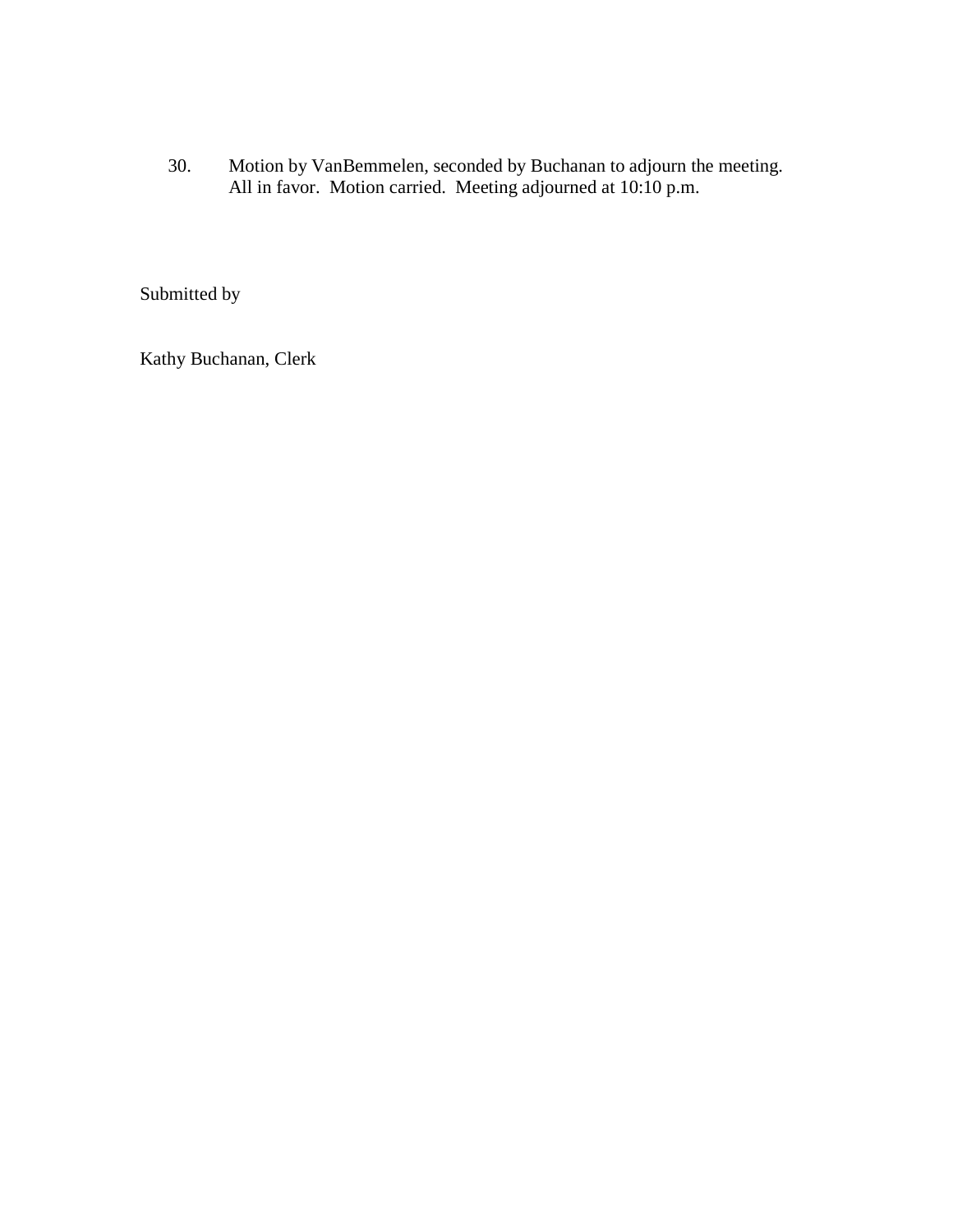30. Motion by VanBemmelen, seconded by Buchanan to adjourn the meeting. All in favor. Motion carried. Meeting adjourned at 10:10 p.m.

Submitted by

Kathy Buchanan, Clerk